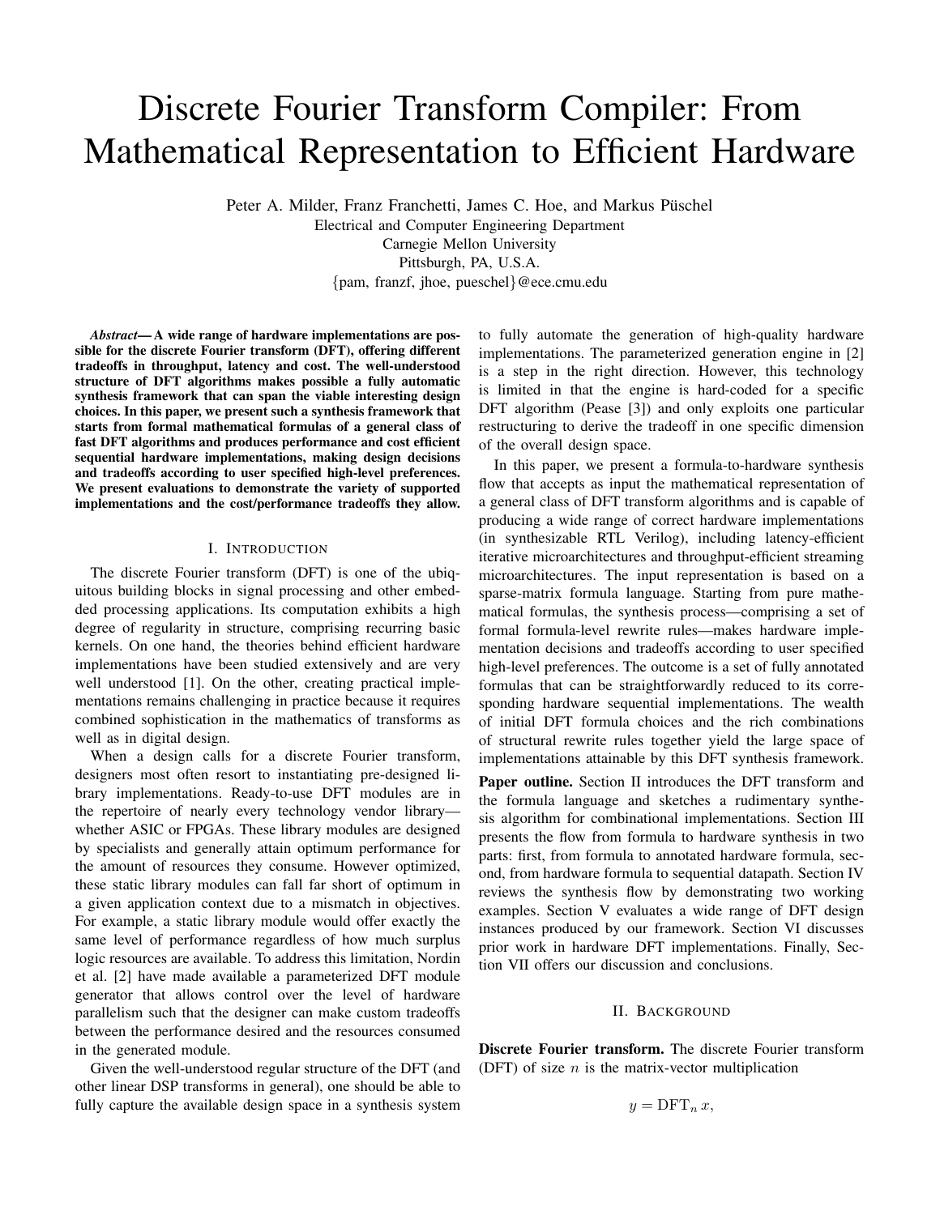# Discrete Fourier Transform Compiler: From Mathematical Representation to Efficient Hardware

Peter A. Milder, Franz Franchetti, James C. Hoe, and Markus Püschel
Electrical and Computer Engineering Department
Carnegie Mellon University
Pittsburgh, PA, U.S.A.
{pam, franzf, jhoe, pueschel}@ece.cmu.edu

***Abstract*— A wide range of hardware implementations are possible for the discrete Fourier transform (DFT), offering different tradeoffs in throughput, latency and cost. The well-understood structure of DFT algorithms makes possible a fully automatic synthesis framework that can span the viable interesting design choices. In this paper, we present such a synthesis framework that starts from formal mathematical formulas of a general class of fast DFT algorithms and produces performance and cost efficient sequential hardware implementations, making design decisions and tradeoffs according to user specified high-level preferences. We present evaluations to demonstrate the variety of supported implementations and the cost/performance tradeoffs they allow.**

## I. Introduction

The discrete Fourier transform (DFT) is one of the ubiquitous building blocks in signal processing and other embedded processing applications. Its computation exhibits a high degree of regularity in structure, comprising recurring basic kernels. On one hand, the theories behind efficient hardware implementations have been studied extensively and are very well understood [1]. On the other, creating practical implementations remains challenging in practice because it requires combined sophistication in the mathematics of transforms as well as in digital design.

When a design calls for a discrete Fourier transform, designers most often resort to instantiating pre-designed library implementations. Ready-to-use DFT modules are in the repertoire of nearly every technology vendor library—whether ASIC or FPGAs. These library modules are designed by specialists and generally attain optimum performance for the amount of resources they consume. However optimized, these static library modules can fall far short of optimum in a given application context due to a mismatch in objectives. For example, a static library module would offer exactly the same level of performance regardless of how much surplus logic resources are available. To address this limitation, Nordin et al. [2] have made available a parameterized DFT module generator that allows control over the level of hardware parallelism such that the designer can make custom tradeoffs between the performance desired and the resources consumed in the generated module.

Given the well-understood regular structure of the DFT (and other linear DSP transforms in general), one should be able to fully capture the available design space in a synthesis system to fully automate the generation of high-quality hardware implementations. The parameterized generation engine in [2] is a step in the right direction. However, this technology is limited in that the engine is hard-coded for a specific DFT algorithm (Pease [3]) and only exploits one particular restructuring to derive the tradeoff in one specific dimension of the overall design space.

In this paper, we present a formula-to-hardware synthesis flow that accepts as input the mathematical representation of a general class of DFT transform algorithms and is capable of producing a wide range of correct hardware implementations (in synthesizable RTL Verilog), including latency-efficient iterative microarchitectures and throughput-efficient streaming microarchitectures. The input representation is based on a sparse-matrix formula language. Starting from pure mathematical formulas, the synthesis process—comprising a set of formal formula-level rewrite rules—makes hardware implementation decisions and tradeoffs according to user specified high-level preferences. The outcome is a set of fully annotated formulas that can be straightforwardly reduced to its corresponding hardware sequential implementations. The wealth of initial DFT formula choices and the rich combinations of structural rewrite rules together yield the large space of implementations attainable by this DFT synthesis framework.

**Paper outline.** Section II introduces the DFT transform and the formula language and sketches a rudimentary synthesis algorithm for combinational implementations. Section III presents the flow from formula to hardware synthesis in two parts: first, from formula to annotated hardware formula, second, from hardware formula to sequential datapath. Section IV reviews the synthesis flow by demonstrating two working examples. Section V evaluates a wide range of DFT design instances produced by our framework. Section VI discusses prior work in hardware DFT implementations. Finally, Section VII offers our discussion and conclusions.

## II. Background

**Discrete Fourier transform.** The discrete Fourier transform (DFT) of size $n$ is the matrix-vector multiplication

$$y = \mathrm{DFT}_n\, x,$$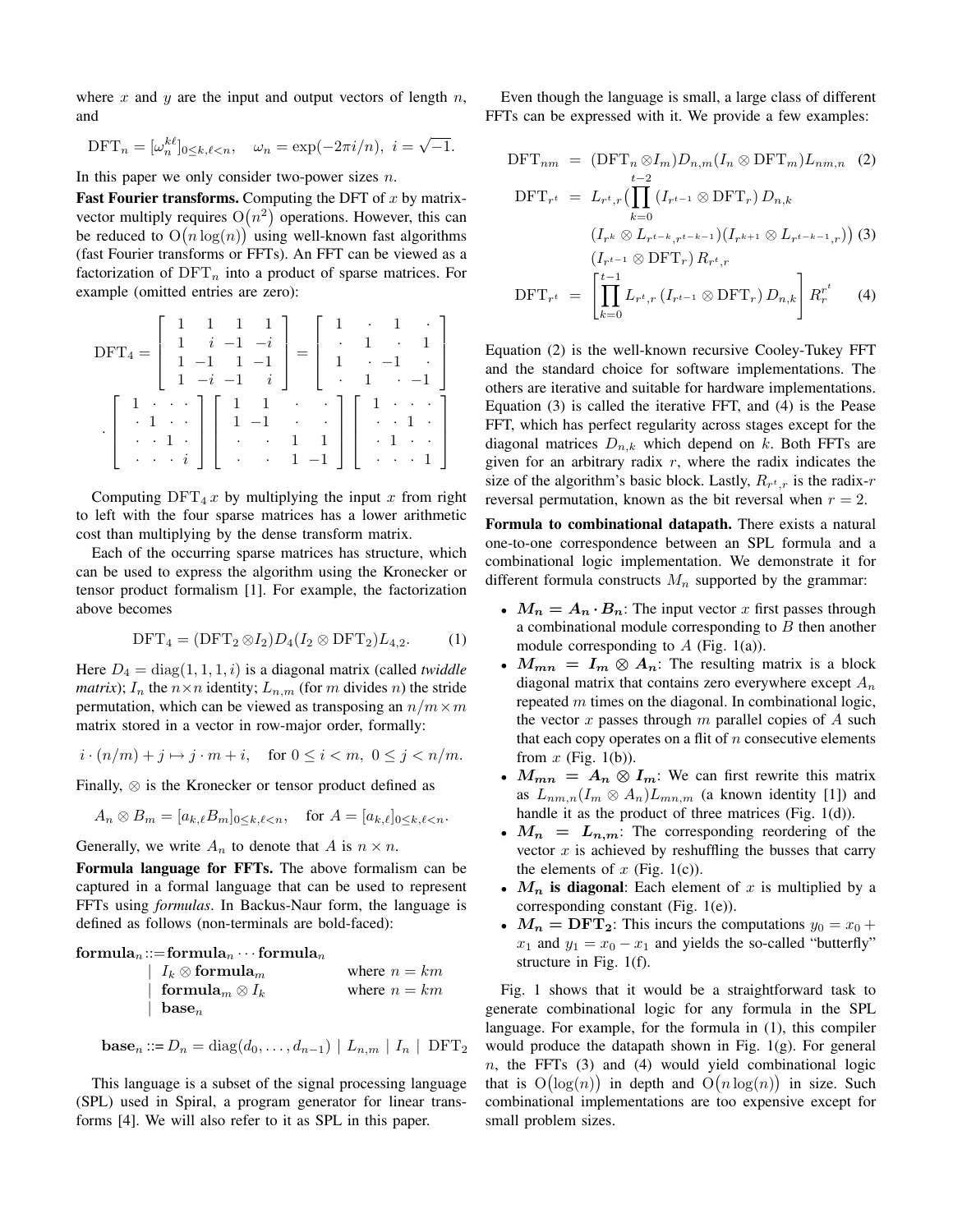where $x$ and $y$ are the input and output vectors of length $n$, and

$$\mathrm{DFT}_n = [\omega_n^{k\ell}]_{0\leq k,\ell<n}, \quad \omega_n = \exp(-2\pi i/n),\ i = \sqrt{-1}.$$

In this paper we only consider two-power sizes $n$.

**Fast Fourier transforms.** Computing the DFT of $x$ by matrix-vector multiply requires $\mathrm{O}(n^2)$ operations. However, this can be reduced to $\mathrm{O}(n\log(n))$ using well-known fast algorithms (fast Fourier transforms or FFTs). An FFT can be viewed as a factorization of $\mathrm{DFT}_n$ into a product of sparse matrices. For example (omitted entries are zero):

$$\mathrm{DFT}_4 = \begin{bmatrix} 1 & 1 & 1 & 1 \\ 1 & i & -1 & -i \\ 1 & -1 & 1 & -1 \\ 1 & -i & -1 & i \end{bmatrix} = \begin{bmatrix} 1 & \cdot & 1 & \cdot \\ \cdot & 1 & \cdot & 1 \\ 1 & \cdot & -1 & \cdot \\ \cdot & 1 & \cdot & -1 \end{bmatrix}$$
$$\cdot \begin{bmatrix} 1 & \cdot & \cdot & \cdot \\ \cdot & 1 & \cdot & \cdot \\ \cdot & \cdot & 1 & \cdot \\ \cdot & \cdot & \cdot & i \end{bmatrix} \begin{bmatrix} 1 & 1 & \cdot & \cdot \\ 1 & -1 & \cdot & \cdot \\ \cdot & \cdot & 1 & 1 \\ \cdot & \cdot & 1 & -1 \end{bmatrix} \begin{bmatrix} 1 & \cdot & \cdot & \cdot \\ \cdot & \cdot & 1 & \cdot \\ \cdot & 1 & \cdot & \cdot \\ \cdot & \cdot & \cdot & 1 \end{bmatrix}$$

Computing $\mathrm{DFT}_4\, x$ by multiplying the input $x$ from right to left with the four sparse matrices has a lower arithmetic cost than multiplying by the dense transform matrix.

Each of the occurring sparse matrices has structure, which can be used to express the algorithm using the Kronecker or tensor product formalism [1]. For example, the factorization above becomes

$$\mathrm{DFT}_4 = (\mathrm{DFT}_2 \otimes I_2) D_4 (I_2 \otimes \mathrm{DFT}_2) L_{4,2}. \tag{1}$$

Here $D_4 = \mathrm{diag}(1, 1, 1, i)$ is a diagonal matrix (called *twiddle matrix*); $I_n$ the $n\times n$ identity; $L_{n,m}$ (for $m$ divides $n$) the stride permutation, which can be viewed as transposing an $n/m \times m$ matrix stored in a vector in row-major order, formally:

$$i\cdot(n/m) + j \mapsto j\cdot m + i, \quad \text{for } 0 \leq i < m,\ 0 \leq j < n/m.$$

Finally, $\otimes$ is the Kronecker or tensor product defined as

$$A_n \otimes B_m = [a_{k,\ell} B_m]_{0\leq k,\ell<n}, \quad \text{for } A = [a_{k,\ell}]_{0\leq k,\ell<n}.$$

Generally, we write $A_n$ to denote that $A$ is $n \times n$.

**Formula language for FFTs.** The above formalism can be captured in a formal language that can be used to represent FFTs using *formulas*. In Backus-Naur form, the language is defined as follows (non-terminals are bold-faced):

$$\begin{aligned}
\mathbf{formula}_n ::= &\ \mathbf{formula}_n \cdots \mathbf{formula}_n \\
|&\ I_k \otimes \mathbf{formula}_m \qquad \text{where } n = km \\
|&\ \mathbf{formula}_m \otimes I_k \qquad \text{where } n = km \\
|&\ \mathbf{base}_n
\end{aligned}$$

$$\mathbf{base}_n ::= D_n = \mathrm{diag}(d_0, \ldots, d_{n-1}) \mid L_{n,m} \mid I_n \mid \mathrm{DFT}_2$$

This language is a subset of the signal processing language (SPL) used in Spiral, a program generator for linear transforms [4]. We will also refer to it as SPL in this paper.

Even though the language is small, a large class of different FFTs can be expressed with it. We provide a few examples:

$$\mathrm{DFT}_{nm} = (\mathrm{DFT}_n \otimes I_m) D_{n,m} (I_n \otimes \mathrm{DFT}_m) L_{nm,n} \tag{2}$$

$$\begin{aligned}
\mathrm{DFT}_{r^t} = &\ L_{r^t,r} \Big( \prod_{k=0}^{t-2} (I_{r^{t-1}} \otimes \mathrm{DFT}_r)\, D_{n,k} \\
&\ (I_{r^k} \otimes L_{r^{t-k},r^{t-k-1}})(I_{r^{k+1}} \otimes L_{r^{t-k-1},r}) \Big) \\
&\ (I_{r^{t-1}} \otimes \mathrm{DFT}_r)\, R_{r^t,r}
\end{aligned} \tag{3}$$

$$\mathrm{DFT}_{r^t} = \left[ \prod_{k=0}^{t-1} L_{r^t,r}\, (I_{r^{t-1}} \otimes \mathrm{DFT}_r)\, D_{n,k} \right] R_r^{r^t} \tag{4}$$

Equation (2) is the well-known recursive Cooley-Tukey FFT and the standard choice for software implementations. The others are iterative and suitable for hardware implementations. Equation (3) is called the iterative FFT, and (4) is the Pease FFT, which has perfect regularity across stages except for the diagonal matrices $D_{n,k}$ which depend on $k$. Both FFTs are given for an arbitrary radix $r$, where the radix indicates the size of the algorithm's basic block. Lastly, $R_{r^t,r}$ is the radix-$r$ reversal permutation, known as the bit reversal when $r = 2$.

**Formula to combinational datapath.** There exists a natural one-to-one correspondence between an SPL formula and a combinational logic implementation. We demonstrate it for different formula constructs $M_n$ supported by the grammar:

- $\boldsymbol{M_n = A_n \cdot B_n}$: The input vector $x$ first passes through a combinational module corresponding to $B$ then another module corresponding to $A$ (Fig. 1(a)).
- $\boldsymbol{M_{mn} = I_m \otimes A_n}$: The resulting matrix is a block diagonal matrix that contains zero everywhere except $A_n$ repeated $m$ times on the diagonal. In combinational logic, the vector $x$ passes through $m$ parallel copies of $A$ such that each copy operates on a flit of $n$ consecutive elements from $x$ (Fig. 1(b)).
- $\boldsymbol{M_{mn} = A_n \otimes I_m}$: We can first rewrite this matrix as $L_{nm,n}(I_m \otimes A_n)L_{mn,m}$ (a known identity [1]) and handle it as the product of three matrices (Fig. 1(d)).
- $\boldsymbol{M_n = L_{n,m}}$: The corresponding reordering of the vector $x$ is achieved by reshuffling the busses that carry the elements of $x$ (Fig. 1(c)).
- $\boldsymbol{M_n}$ **is diagonal**: Each element of $x$ is multiplied by a corresponding constant (Fig. 1(e)).
- $\boldsymbol{M_n = \mathrm{DFT}_2}$: This incurs the computations $y_0 = x_0 + x_1$ and $y_1 = x_0 - x_1$ and yields the so-called "butterfly" structure in Fig. 1(f).

Fig. 1 shows that it would be a straightforward task to generate combinational logic for any formula in the SPL language. For example, for the formula in (1), this compiler would produce the datapath shown in Fig. 1(g). For general $n$, the FFTs (3) and (4) would yield combinational logic that is $\mathrm{O}(\log(n))$ in depth and $\mathrm{O}(n\log(n))$ in size. Such combinational implementations are too expensive except for small problem sizes.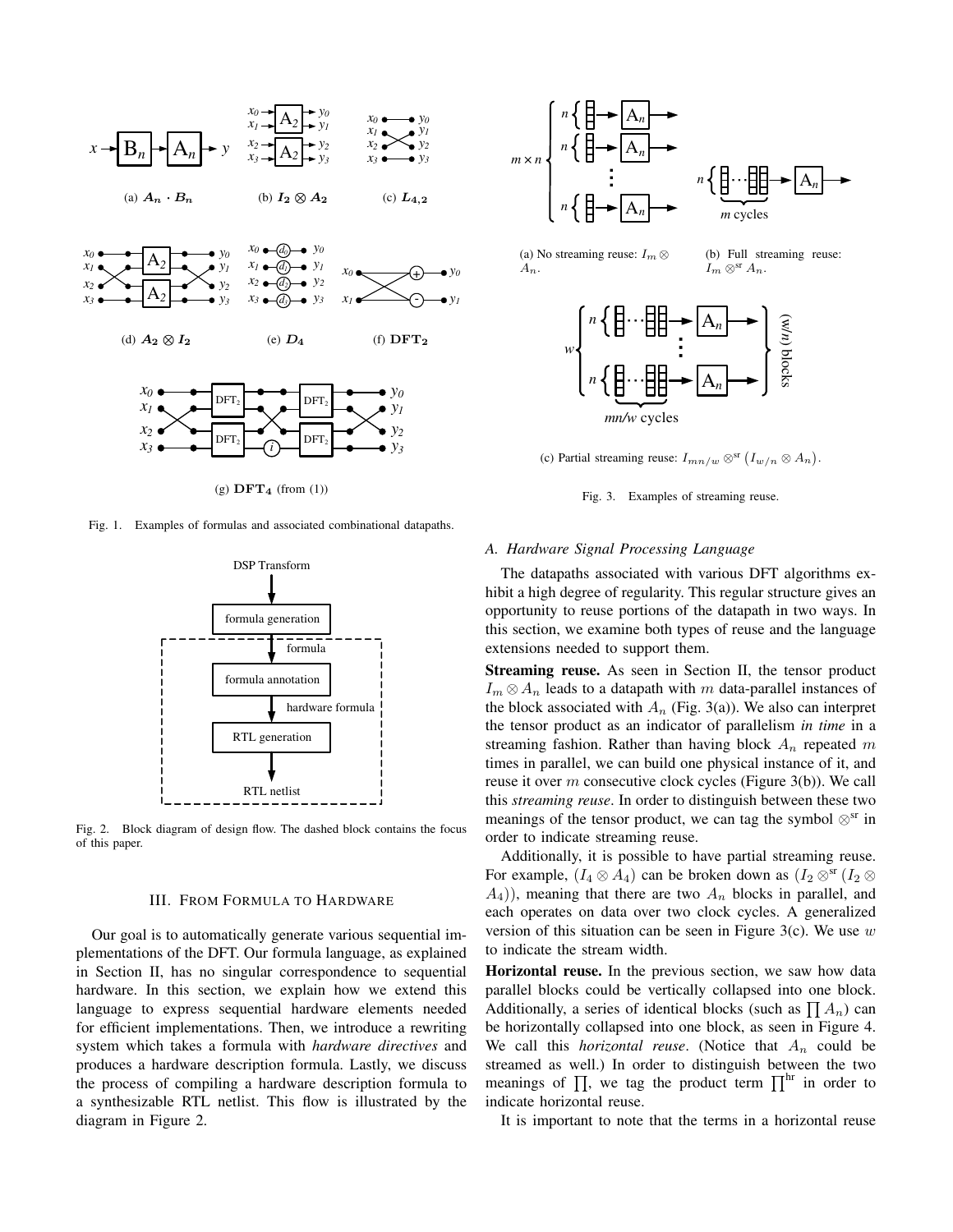(a) $A_n \cdot B_n$ (b) $I_2 \otimes A_2$ (c) $L_{4,2}$

(d) $A_2 \otimes I_2$ (e) $D_4$ (f) $\mathbf{DFT_2}$

(g) $\mathbf{DFT_4}$ (from (1))

Fig. 1. Examples of formulas and associated combinational datapaths.

Fig. 2. Block diagram of design flow. The dashed block contains the focus of this paper.

## III. From Formula to Hardware

Our goal is to automatically generate various sequential implementations of the DFT. Our formula language, as explained in Section II, has no singular correspondence to sequential hardware. In this section, we explain how we extend this language to express sequential hardware elements needed for efficient implementations. Then, we introduce a rewriting system which takes a formula with *hardware directives* and produces a hardware description formula. Lastly, we discuss the process of compiling a hardware description formula to a synthesizable RTL netlist. This flow is illustrated by the diagram in Figure 2.

(a) No streaming reuse: $I_m \otimes A_n$. (b) Full streaming reuse: $I_m \otimes^{\text{sr}} A_n$.

(c) Partial streaming reuse: $I_{mn/w} \otimes^{\text{sr}} \left(I_{w/n} \otimes A_n\right)$.

Fig. 3. Examples of streaming reuse.

### A. Hardware Signal Processing Language

The datapaths associated with various DFT algorithms exhibit a high degree of regularity. This regular structure gives an opportunity to reuse portions of the datapath in two ways. In this section, we examine both types of reuse and the language extensions needed to support them.

**Streaming reuse.** As seen in Section II, the tensor product $I_m \otimes A_n$ leads to a datapath with $m$ data-parallel instances of the block associated with $A_n$ (Fig. 3(a)). We also can interpret the tensor product as an indicator of parallelism *in time* in a streaming fashion. Rather than having block $A_n$ repeated $m$ times in parallel, we can build one physical instance of it, and reuse it over $m$ consecutive clock cycles (Figure 3(b)). We call this *streaming reuse*. In order to distinguish between these two meanings of the tensor product, we can tag the symbol $\otimes^{\text{sr}}$ in order to indicate streaming reuse.

Additionally, it is possible to have partial streaming reuse. For example, $(I_4 \otimes A_4)$ can be broken down as $(I_2 \otimes^{\text{sr}} (I_2 \otimes A_4))$, meaning that there are two $A_n$ blocks in parallel, and each operates on data over two clock cycles. A generalized version of this situation can be seen in Figure 3(c). We use $w$ to indicate the stream width.

**Horizontal reuse.** In the previous section, we saw how data parallel blocks could be vertically collapsed into one block. Additionally, a series of identical blocks (such as $\prod A_n$) can be horizontally collapsed into one block, as seen in Figure 4. We call this *horizontal reuse*. (Notice that $A_n$ could be streamed as well.) In order to distinguish between the two meanings of $\prod$, we tag the product term $\prod^{\text{hr}}$ in order to indicate horizontal reuse.

It is important to note that the terms in a horizontal reuse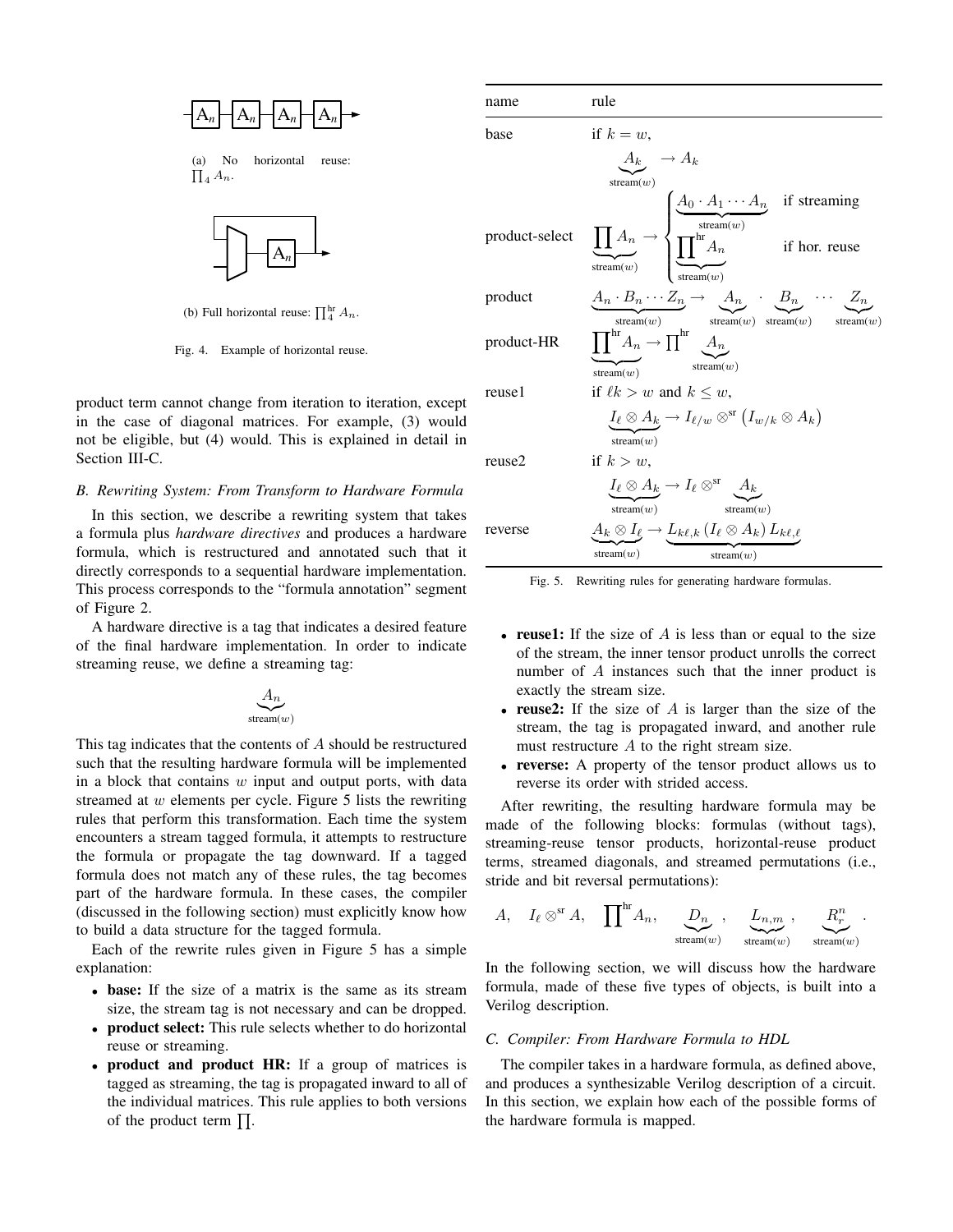(a) No horizontal reuse: $\prod_4 A_n$.

(b) Full horizontal reuse: $\prod_4^{\text{hr}} A_n$.

Fig. 4. Example of horizontal reuse.

product term cannot change from iteration to iteration, except in the case of diagonal matrices. For example, (3) would not be eligible, but (4) would. This is explained in detail in Section III-C.

### B. Rewriting System: From Transform to Hardware Formula

In this section, we describe a rewriting system that takes a formula plus *hardware directives* and produces a hardware formula, which is restructured and annotated such that it directly corresponds to a sequential hardware implementation. This process corresponds to the "formula annotation" segment of Figure 2.

A hardware directive is a tag that indicates a desired feature of the final hardware implementation. In order to indicate streaming reuse, we define a streaming tag:

$$\underbrace{A_n}_{\text{stream}(w)}$$

This tag indicates that the contents of $A$ should be restructured such that the resulting hardware formula will be implemented in a block that contains $w$ input and output ports, with data streamed at $w$ elements per cycle. Figure 5 lists the rewriting rules that perform this transformation. Each time the system encounters a stream tagged formula, it attempts to restructure the formula or propagate the tag downward. If a tagged formula does not match any of these rules, the tag becomes part of the hardware formula. In these cases, the compiler (discussed in the following section) must explicitly know how to build a data structure for the tagged formula.

| name | rule |
|---|---|
| base | if $k = w$, $\underbrace{A_k}_{\text{stream}(w)} \to A_k$ |
| product-select | $\underbrace{\prod A_n}_{\text{stream}(w)} \to \begin{cases} \underbrace{A_0 \cdot A_1 \cdots A_n}_{\text{stream}(w)} & \text{if streaming} \\ \underbrace{\prod^{\text{hr}} A_n}_{\text{stream}(w)} & \text{if hor. reuse} \end{cases}$ |
| product | $\underbrace{A_n \cdot B_n \cdots Z_n}_{\text{stream}(w)} \to \underbrace{A_n}_{\text{stream}(w)} \cdot \underbrace{B_n}_{\text{stream}(w)} \cdots \underbrace{Z_n}_{\text{stream}(w)}$ |
| product-HR | $\underbrace{\prod^{\text{hr}} A_n}_{\text{stream}(w)} \to \prod^{\text{hr}} \underbrace{A_n}_{\text{stream}(w)}$ |
| reuse1 | if $\ell k > w$ and $k \leq w$, $\underbrace{I_\ell \otimes A_k}_{\text{stream}(w)} \to I_{\ell/w} \otimes^{\text{sr}} \left(I_{w/k} \otimes A_k\right)$ |
| reuse2 | if $k > w$, $\underbrace{I_\ell \otimes A_k}_{\text{stream}(w)} \to I_\ell \otimes^{\text{sr}} \underbrace{A_k}_{\text{stream}(w)}$ |
| reverse | $\underbrace{A_k \otimes I_\ell}_{\text{stream}(w)} \to \underbrace{L_{k\ell,k}\left(I_\ell \otimes A_k\right) L_{k\ell,\ell}}_{\text{stream}(w)}$ |

Fig. 5. Rewriting rules for generating hardware formulas.

Each of the rewrite rules given in Figure 5 has a simple explanation:

- **base:** If the size of a matrix is the same as its stream size, the stream tag is not necessary and can be dropped.
- **product select:** This rule selects whether to do horizontal reuse or streaming.
- **product and product HR:** If a group of matrices is tagged as streaming, the tag is propagated inward to all of the individual matrices. This rule applies to both versions of the product term $\prod$.
- **reuse1:** If the size of $A$ is less than or equal to the size of the stream, the inner tensor product unrolls the correct number of $A$ instances such that the inner product is exactly the stream size.
- **reuse2:** If the size of $A$ is larger than the size of the stream, the tag is propagated inward, and another rule must restructure $A$ to the right stream size.
- **reverse:** A property of the tensor product allows us to reverse its order with strided access.

After rewriting, the resulting hardware formula may be made of the following blocks: formulas (without tags), streaming-reuse tensor products, horizontal-reuse product terms, streamed diagonals, and streamed permutations (i.e., stride and bit reversal permutations):

$$A, \quad I_\ell \otimes^{\text{sr}} A, \quad \prod^{\text{hr}} A_n, \quad \underbrace{D_n}_{\text{stream}(w)}, \quad \underbrace{L_{n,m}}_{\text{stream}(w)}, \quad \underbrace{R_r^n}_{\text{stream}(w)}.$$

In the following section, we will discuss how the hardware formula, made of these five types of objects, is built into a Verilog description.

### C. Compiler: From Hardware Formula to HDL

The compiler takes in a hardware formula, as defined above, and produces a synthesizable Verilog description of a circuit. In this section, we explain how each of the possible forms of the hardware formula is mapped.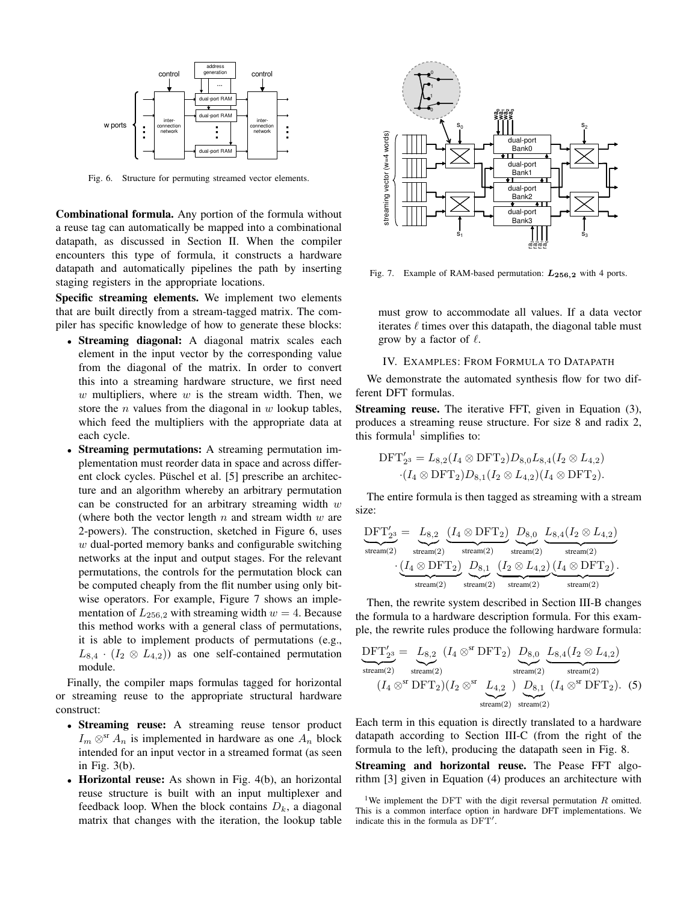Fig. 6. Structure for permuting streamed vector elements.

**Combinational formula.** Any portion of the formula without a reuse tag can automatically be mapped into a combinational datapath, as discussed in Section II. When the compiler encounters this type of formula, it constructs a hardware datapath and automatically pipelines the path by inserting staging registers in the appropriate locations.

**Specific streaming elements.** We implement two elements that are built directly from a stream-tagged matrix. The compiler has specific knowledge of how to generate these blocks:

- **Streaming diagonal:** A diagonal matrix scales each element in the input vector by the corresponding value from the diagonal of the matrix. In order to convert this into a streaming hardware structure, we first need $w$ multipliers, where $w$ is the stream width. Then, we store the $n$ values from the diagonal in $w$ lookup tables, which feed the multipliers with the appropriate data at each cycle.
- **Streaming permutations:** A streaming permutation implementation must reorder data in space and across different clock cycles. Püschel et al. [5] prescribe an architecture and an algorithm whereby an arbitrary permutation can be constructed for an arbitrary streaming width $w$ (where both the vector length $n$ and stream width $w$ are 2-powers). The construction, sketched in Figure 6, uses $w$ dual-ported memory banks and configurable switching networks at the input and output stages. For the relevant permutations, the controls for the permutation block can be computed cheaply from the flit number using only bit-wise operators. For example, Figure 7 shows an implementation of $L_{256,2}$ with streaming width $w = 4$. Because this method works with a general class of permutations, it is able to implement products of permutations (e.g., $L_{8,4} \cdot (I_2 \otimes L_{4,2})$) as one self-contained permutation module.

Finally, the compiler maps formulas tagged for horizontal or streaming reuse to the appropriate structural hardware construct:

- **Streaming reuse:** A streaming reuse tensor product $I_m \otimes^{\text{sr}} A_n$ is implemented in hardware as one $A_n$ block intended for an input vector in a streamed format (as seen in Fig. 3(b).
- **Horizontal reuse:** As shown in Fig. 4(b), an horizontal reuse structure is built with an input multiplexer and feedback loop. When the block contains $D_k$, a diagonal matrix that changes with the iteration, the lookup table must grow to accommodate all values. If a data vector iterates $\ell$ times over this datapath, the diagonal table must grow by a factor of $\ell$.

Fig. 7. Example of RAM-based permutation: $L_{256,2}$ with 4 ports.

## IV. Examples: From Formula to Datapath

We demonstrate the automated synthesis flow for two different DFT formulas.

**Streaming reuse.** The iterative FFT, given in Equation (3), produces a streaming reuse structure. For size 8 and radix 2, this formula[1] simplifies to:

$$\mathrm{DFT}'_{2^3} = L_{8,2}(I_4 \otimes \mathrm{DFT}_2)D_{8,0}L_{8,4}(I_2 \otimes L_{4,2}) \cdot (I_4 \otimes \mathrm{DFT}_2)D_{8,1}(I_2 \otimes L_{4,2})(I_4 \otimes \mathrm{DFT}_2).$$

The entire formula is then tagged as streaming with a stream size:

$$\underbrace{\mathrm{DFT}'_{2^3}}_{\text{stream}(2)} = \underbrace{L_{8,2}}_{\text{stream}(2)} \underbrace{(I_4 \otimes \mathrm{DFT}_2)}_{\text{stream}(2)} \underbrace{D_{8,0}}_{\text{stream}(2)} \underbrace{L_{8,4}(I_2 \otimes L_{4,2})}_{\text{stream}(2)} \cdot \underbrace{(I_4 \otimes \mathrm{DFT}_2)}_{\text{stream}(2)} \underbrace{D_{8,1}}_{\text{stream}(2)} \underbrace{(I_2 \otimes L_{4,2})}_{\text{stream}(2)} \underbrace{(I_4 \otimes \mathrm{DFT}_2)}_{\text{stream}(2)}.$$

Then, the rewrite system described in Section III-B changes the formula to a hardware description formula. For this example, the rewrite rules produce the following hardware formula:

$$\underbrace{\mathrm{DFT}'_{2^3}}_{\text{stream}(2)} = \underbrace{L_{8,2}}_{\text{stream}(2)} (I_4 \otimes^{\text{sr}} \mathrm{DFT}_2) \underbrace{D_{8,0}}_{\text{stream}(2)} \underbrace{L_{8,4}(I_2 \otimes L_{4,2})}_{\text{stream}(2)} (I_4 \otimes^{\text{sr}} \mathrm{DFT}_2)(I_2 \otimes^{\text{sr}} \underbrace{L_{4,2}}_{\text{stream}(2)}) \underbrace{D_{8,1}}_{\text{stream}(2)} (I_4 \otimes^{\text{sr}} \mathrm{DFT}_2). \quad (5)$$

Each term in this equation is directly translated to a hardware datapath according to Section III-C (from the right of the formula to the left), producing the datapath seen in Fig. 8.

**Streaming and horizontal reuse.** The Pease FFT algorithm [3] given in Equation (4) produces an architecture with

[1] We implement the DFT with the digit reversal permutation $R$ omitted. This is a common interface option in hardware DFT implementations. We indicate this in the formula as $\mathrm{DFT}'$.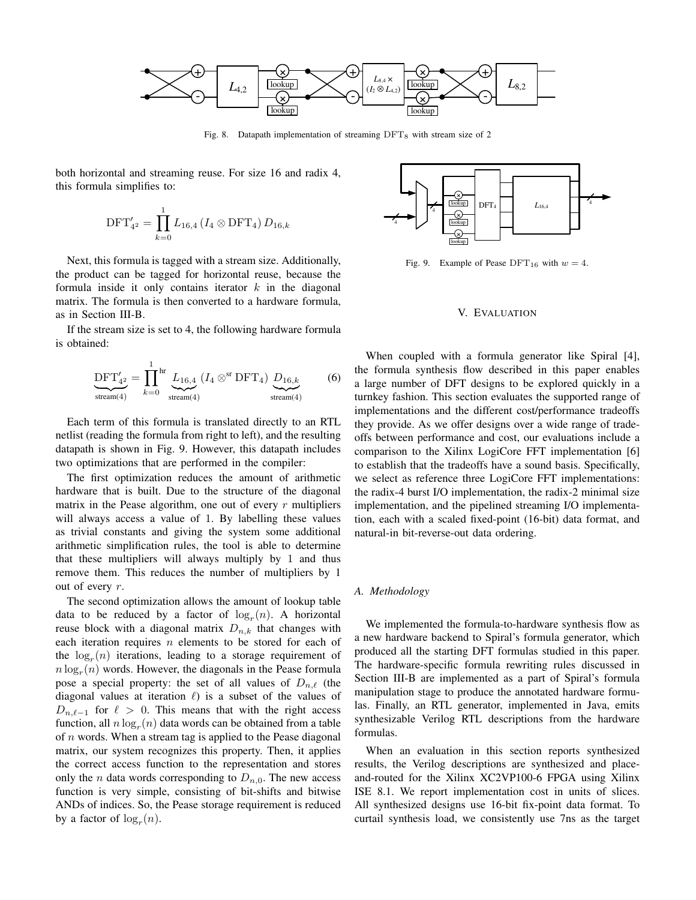Fig. 8. Datapath implementation of streaming $\mathrm{DFT}_8$ with stream size of 2

both horizontal and streaming reuse. For size 16 and radix 4, this formula simplifies to:

$$\mathrm{DFT}'_{4^2} = \prod_{k=0}^{1} L_{16,4}\left(I_4 \otimes \mathrm{DFT}_4\right) D_{16,k}$$

Next, this formula is tagged with a stream size. Additionally, the product can be tagged for horizontal reuse, because the formula inside it only contains iterator $k$ in the diagonal matrix. The formula is then converted to a hardware formula, as in Section III-B.

If the stream size is set to 4, the following hardware formula is obtained:

$$\underbrace{\mathrm{DFT}'_{4^2}}_{\text{stream}(4)} = \prod_{k=0}^{1}{}^{\text{hr}} \underbrace{L_{16,4}}_{\text{stream}(4)} \left(I_4 \otimes^{\text{sr}} \mathrm{DFT}_4\right) \underbrace{D_{16,k}}_{\text{stream}(4)} \tag{6}$$

Each term of this formula is translated directly to an RTL netlist (reading the formula from right to left), and the resulting datapath is shown in Fig. 9. However, this datapath includes two optimizations that are performed in the compiler:

The first optimization reduces the amount of arithmetic hardware that is built. Due to the structure of the diagonal matrix in the Pease algorithm, one out of every $r$ multipliers will always access a value of 1. By labelling these values as trivial constants and giving the system some additional arithmetic simplification rules, the tool is able to determine that these multipliers will always multiply by 1 and thus remove them. This reduces the number of multipliers by 1 out of every $r$.

The second optimization allows the amount of lookup table data to be reduced by a factor of $\log_r(n)$. A horizontal reuse block with a diagonal matrix $D_{n,k}$ that changes with each iteration requires $n$ elements to be stored for each of the $\log_r(n)$ iterations, leading to a storage requirement of $n\log_r(n)$ words. However, the diagonals in the Pease formula pose a special property: the set of all values of $D_{n,\ell}$ (the diagonal values at iteration $\ell$) is a subset of the values of $D_{n,\ell-1}$ for $\ell > 0$. This means that with the right access function, all $n\log_r(n)$ data words can be obtained from a table of $n$ words. When a stream tag is applied to the Pease diagonal matrix, our system recognizes this property. Then, it applies the correct access function to the representation and stores only the $n$ data words corresponding to $D_{n,0}$. The new access function is very simple, consisting of bit-shifts and bitwise ANDs of indices. So, the Pease storage requirement is reduced by a factor of $\log_r(n)$.

Fig. 9. Example of Pease $\mathrm{DFT}_{16}$ with $w = 4$.

## V. Evaluation

When coupled with a formula generator like Spiral [4], the formula synthesis flow described in this paper enables a large number of DFT designs to be explored quickly in a turnkey fashion. This section evaluates the supported range of implementations and the different cost/performance tradeoffs they provide. As we offer designs over a wide range of tradeoffs between performance and cost, our evaluations include a comparison to the Xilinx LogiCore FFT implementation [6] to establish that the tradeoffs have a sound basis. Specifically, we select as reference three LogiCore FFT implementations: the radix-4 burst I/O implementation, the radix-2 minimal size implementation, and the pipelined streaming I/O implementation, each with a scaled fixed-point (16-bit) data format, and natural-in bit-reverse-out data ordering.

### A. Methodology

We implemented the formula-to-hardware synthesis flow as a new hardware backend to Spiral's formula generator, which produced all the starting DFT formulas studied in this paper. The hardware-specific formula rewriting rules discussed in Section III-B are implemented as a part of Spiral's formula manipulation stage to produce the annotated hardware formulas. Finally, an RTL generator, implemented in Java, emits synthesizable Verilog RTL descriptions from the hardware formulas.

When an evaluation in this section reports synthesized results, the Verilog descriptions are synthesized and place-and-routed for the Xilinx XC2VP100-6 FPGA using Xilinx ISE 8.1. We report implementation cost in units of slices. All synthesized designs use 16-bit fix-point data format. To curtail synthesis load, we consistently use 7ns as the target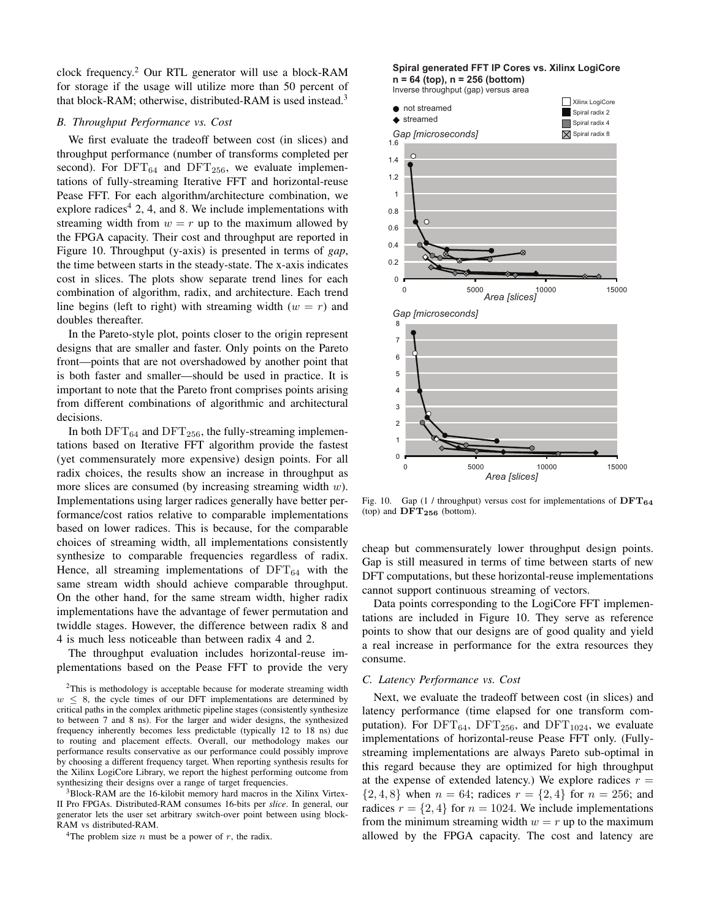clock frequency.[2] Our RTL generator will use a block-RAM for storage if the usage will utilize more than 50 percent of that block-RAM; otherwise, distributed-RAM is used instead.[3]

### B. Throughput Performance vs. Cost

We first evaluate the tradeoff between cost (in slices) and throughput performance (number of transforms completed per second). For $\mathrm{DFT}_{64}$ and $\mathrm{DFT}_{256}$, we evaluate implementations of fully-streaming Iterative FFT and horizontal-reuse Pease FFT. For each algorithm/architecture combination, we explore radices[4] 2, 4, and 8. We include implementations with streaming width from $w = r$ up to the maximum allowed by the FPGA capacity. Their cost and throughput are reported in Figure 10. Throughput (y-axis) is presented in terms of *gap*, the time between starts in the steady-state. The x-axis indicates cost in slices. The plots show separate trend lines for each combination of algorithm, radix, and architecture. Each trend line begins (left to right) with streaming width ($w = r$) and doubles thereafter.

In the Pareto-style plot, points closer to the origin represent designs that are smaller and faster. Only points on the Pareto front—points that are not overshadowed by another point that is both faster and smaller—should be used in practice. It is important to note that the Pareto front comprises points arising from different combinations of algorithmic and architectural decisions.

In both $\mathrm{DFT}_{64}$ and $\mathrm{DFT}_{256}$, the fully-streaming implementations based on Iterative FFT algorithm provide the fastest (yet commensurately more expensive) design points. For all radix choices, the results show an increase in throughput as more slices are consumed (by increasing streaming width $w$). Implementations using larger radices generally have better performance/cost ratios relative to comparable implementations based on lower radices. This is because, for the comparable choices of streaming width, all implementations consistently synthesize to comparable frequencies regardless of radix. Hence, all streaming implementations of $\mathrm{DFT}_{64}$ with the same stream width should achieve comparable throughput. On the other hand, for the same stream width, higher radix implementations have the advantage of fewer permutation and twiddle stages. However, the difference between radix 8 and 4 is much less noticeable than between radix 4 and 2.

The throughput evaluation includes horizontal-reuse implementations based on the Pease FFT to provide the very cheap but commensurately lower throughput design points. Gap is still measured in terms of time between starts of new DFT computations, but these horizontal-reuse implementations cannot support continuous streaming of vectors.

Data points corresponding to the LogiCore FFT implementations are included in Figure 10. They serve as reference points to show that our designs are of good quality and yield a real increase in performance for the extra resources they consume.

**Spiral generated FFT IP Cores vs. Xilinx LogiCore**
**n = 64 (top), n = 256 (bottom)**
Inverse throughput (gap) versus area

Fig. 10. Gap (1 / throughput) versus cost for implementations of $\mathbf{DFT_{64}}$ (top) and $\mathbf{DFT_{256}}$ (bottom).

### C. Latency Performance vs. Cost

Next, we evaluate the tradeoff between cost (in slices) and latency performance (time elapsed for one transform computation). For $\mathrm{DFT}_{64}$, $\mathrm{DFT}_{256}$, and $\mathrm{DFT}_{1024}$, we evaluate implementations of horizontal-reuse Pease FFT only. (Fully-streaming implementations are always Pareto sub-optimal in this regard because they are optimized for high throughput at the expense of extended latency.) We explore radices $r = \{2, 4, 8\}$ when $n = 64$; radices $r = \{2, 4\}$ for $n = 256$; and radices $r = \{2, 4\}$ for $n = 1024$. We include implementations from the minimum streaming width $w = r$ up to the maximum allowed by the FPGA capacity. The cost and latency are

---

[2] This is methodology is acceptable because for moderate streaming width $w \leq 8$, the cycle times of our DFT implementations are determined by critical paths in the complex arithmetic pipeline stages (consistently synthesize to between 7 and 8 ns). For the larger and wider designs, the synthesized frequency inherently becomes less predictable (typically 12 to 18 ns) due to routing and placement effects. Overall, our methodology makes our performance results conservative as our performance could possibly improve by choosing a different frequency target. When reporting synthesis results for the Xilinx LogiCore Library, we report the highest performing outcome from synthesizing their designs over a range of target frequencies.

[3] Block-RAM are the 16-kilobit memory hard macros in the Xilinx Virtex-II Pro FPGAs. Distributed-RAM consumes 16-bits per *slice*. In general, our generator lets the user set arbitrary switch-over point between using block-RAM vs distributed-RAM.

[4] The problem size $n$ must be a power of $r$, the radix.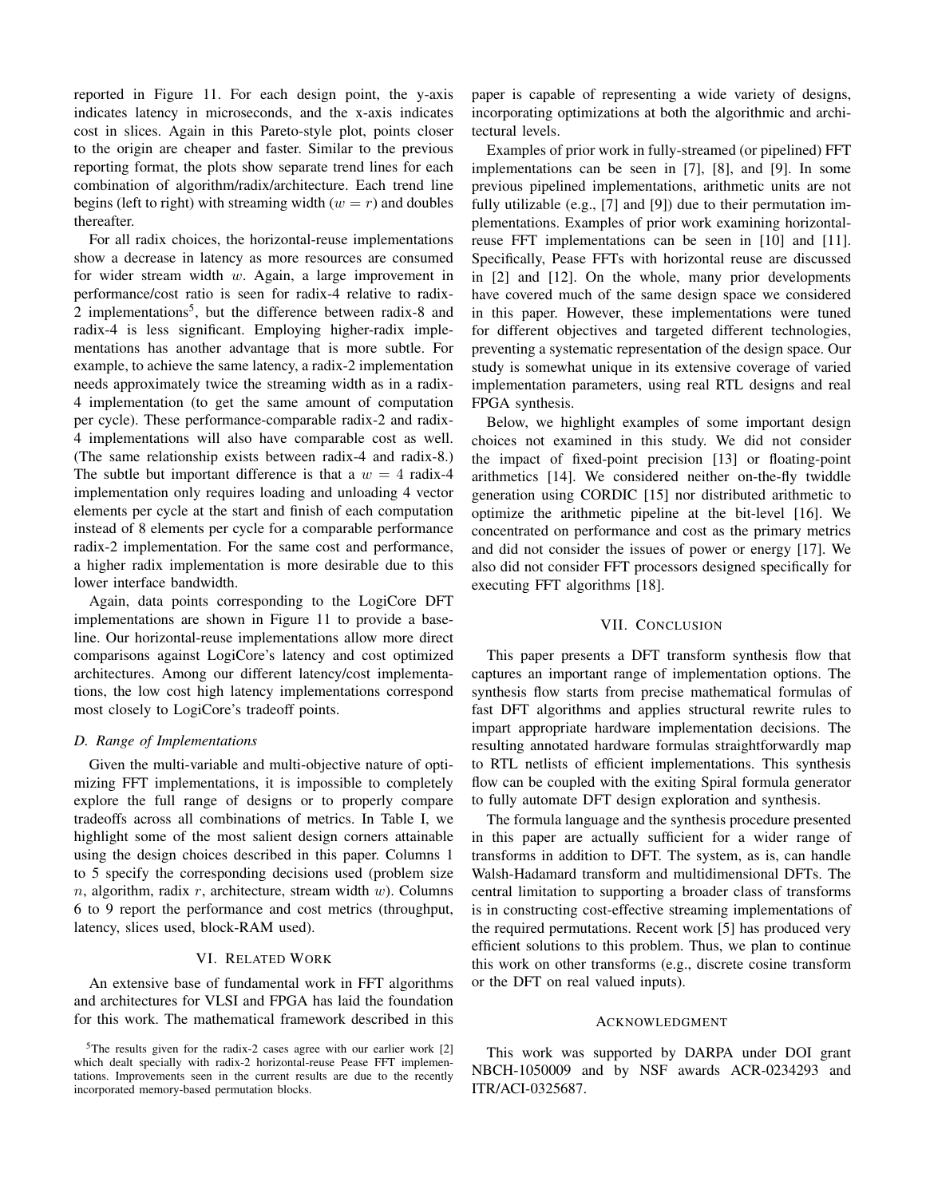reported in Figure 11. For each design point, the y-axis indicates latency in microseconds, and the x-axis indicates cost in slices. Again in this Pareto-style plot, points closer to the origin are cheaper and faster. Similar to the previous reporting format, the plots show separate trend lines for each combination of algorithm/radix/architecture. Each trend line begins (left to right) with streaming width ($w = r$) and doubles thereafter.

For all radix choices, the horizontal-reuse implementations show a decrease in latency as more resources are consumed for wider stream width $w$. Again, a large improvement in performance/cost ratio is seen for radix-4 relative to radix-2 implementations[5], but the difference between radix-8 and radix-4 is less significant. Employing higher-radix implementations has another advantage that is more subtle. For example, to achieve the same latency, a radix-2 implementation needs approximately twice the streaming width as in a radix-4 implementation (to get the same amount of computation per cycle). These performance-comparable radix-2 and radix-4 implementations will also have comparable cost as well. (The same relationship exists between radix-4 and radix-8.) The subtle but important difference is that a $w = 4$ radix-4 implementation only requires loading and unloading 4 vector elements per cycle at the start and finish of each computation instead of 8 elements per cycle for a comparable performance radix-2 implementation. For the same cost and performance, a higher radix implementation is more desirable due to this lower interface bandwidth.

Again, data points corresponding to the LogiCore DFT implementations are shown in Figure 11 to provide a baseline. Our horizontal-reuse implementations allow more direct comparisons against LogiCore's latency and cost optimized architectures. Among our different latency/cost implementations, the low cost high latency implementations correspond most closely to LogiCore's tradeoff points.

### D. Range of Implementations

Given the multi-variable and multi-objective nature of optimizing FFT implementations, it is impossible to completely explore the full range of designs or to properly compare tradeoffs across all combinations of metrics. In Table I, we highlight some of the most salient design corners attainable using the design choices described in this paper. Columns 1 to 5 specify the corresponding decisions used (problem size $n$, algorithm, radix $r$, architecture, stream width $w$). Columns 6 to 9 report the performance and cost metrics (throughput, latency, slices used, block-RAM used).

## VI. Related Work

An extensive base of fundamental work in FFT algorithms and architectures for VLSI and FPGA has laid the foundation for this work. The mathematical framework described in this paper is capable of representing a wide variety of designs, incorporating optimizations at both the algorithmic and architectural levels.

Examples of prior work in fully-streamed (or pipelined) FFT implementations can be seen in [7], [8], and [9]. In some previous pipelined implementations, arithmetic units are not fully utilizable (e.g., [7] and [9]) due to their permutation implementations. Examples of prior work examining horizontal-reuse FFT implementations can be seen in [10] and [11]. Specifically, Pease FFTs with horizontal reuse are discussed in [2] and [12]. On the whole, many prior developments have covered much of the same design space we considered in this paper. However, these implementations were tuned for different objectives and targeted different technologies, preventing a systematic representation of the design space. Our study is somewhat unique in its extensive coverage of varied implementation parameters, using real RTL designs and real FPGA synthesis.

Below, we highlight examples of some important design choices not examined in this study. We did not consider the impact of fixed-point precision [13] or floating-point arithmetics [14]. We considered neither on-the-fly twiddle generation using CORDIC [15] nor distributed arithmetic to optimize the arithmetic pipeline at the bit-level [16]. We concentrated on performance and cost as the primary metrics and did not consider the issues of power or energy [17]. We also did not consider FFT processors designed specifically for executing FFT algorithms [18].

## VII. Conclusion

This paper presents a DFT transform synthesis flow that captures an important range of implementation options. The synthesis flow starts from precise mathematical formulas of fast DFT algorithms and applies structural rewrite rules to impart appropriate hardware implementation decisions. The resulting annotated hardware formulas straightforwardly map to RTL netlists of efficient implementations. This synthesis flow can be coupled with the exiting Spiral formula generator to fully automate DFT design exploration and synthesis.

The formula language and the synthesis procedure presented in this paper are actually sufficient for a wider range of transforms in addition to DFT. The system, as is, can handle Walsh-Hadamard transform and multidimensional DFTs. The central limitation to supporting a broader class of transforms is in constructing cost-effective streaming implementations of the required permutations. Recent work [5] has produced very efficient solutions to this problem. Thus, we plan to continue this work on other transforms (e.g., discrete cosine transform or the DFT on real valued inputs).

## Acknowledgment

This work was supported by DARPA under DOI grant NBCH-1050009 and by NSF awards ACR-0234293 and ITR/ACI-0325687.

[5]The results given for the radix-2 cases agree with our earlier work [2] which dealt specially with radix-2 horizontal-reuse Pease FFT implementations. Improvements seen in the current results are due to the recently incorporated memory-based permutation blocks.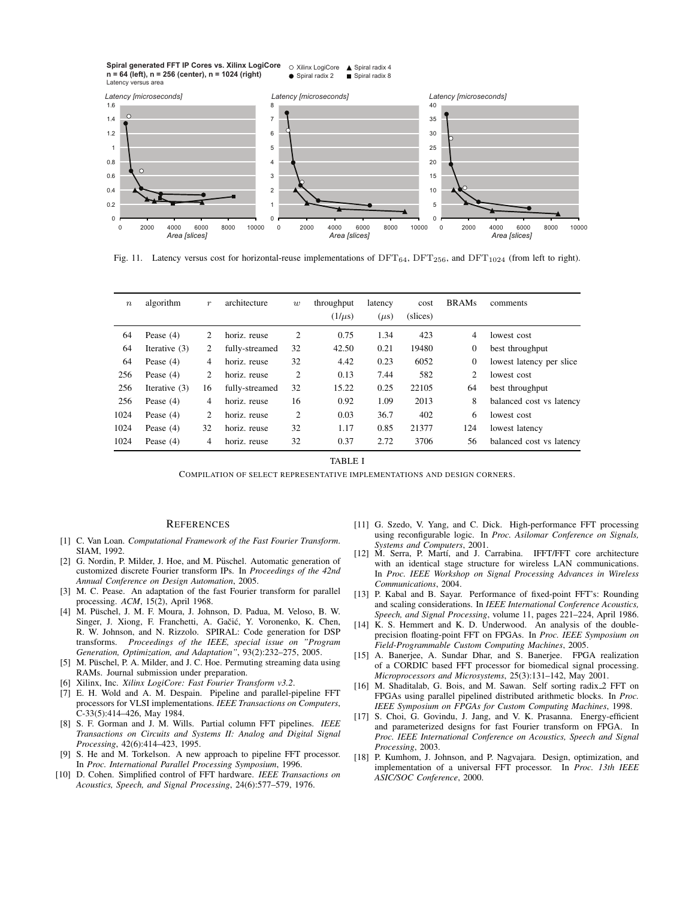Spiral generated FFT IP Cores vs. Xilinx LogiCore
n = 64 (left), n = 256 (center), n = 1024 (right)
Latency versus area

○ Xilinx LogiCore ● Spiral radix 2 ▲ Spiral radix 4 ■ Spiral radix 8

Latency [microseconds]

1.6 1.4 1.2 1 0.8 0.6 0.4 0.2 0

0 2000 4000 6000 8000 10000

Area [slices]

Latency [microseconds]

8 7 6 5 4 3 2 1 0

0 2000 4000 6000 8000 10000

Area [slices]

Latency [microseconds]

40 35 30 25 20 15 10 5 0

0 2000 4000 6000 8000 10000

Area [slices]

Fig. 11. Latency versus cost for horizontal-reuse implementations of $\mathrm{DFT}_{64}$, $\mathrm{DFT}_{256}$, and $\mathrm{DFT}_{1024}$ (from left to right).

| $n$ | algorithm | $r$ | architecture | $w$ | throughput ($1/\mu$s) | latency ($\mu$s) | cost (slices) | BRAMs | comments |
|---|---|---|---|---|---|---|---|---|---|
| 64 | Pease (4) | 2 | horiz. reuse | 2 | 0.75 | 1.34 | 423 | 4 | lowest cost |
| 64 | Iterative (3) | 2 | fully-streamed | 32 | 42.50 | 0.21 | 19480 | 0 | best throughput |
| 64 | Pease (4) | 4 | horiz. reuse | 32 | 4.42 | 0.23 | 6052 | 0 | lowest latency per slice |
| 256 | Pease (4) | 2 | horiz. reuse | 2 | 0.13 | 7.44 | 582 | 2 | lowest cost |
| 256 | Iterative (3) | 16 | fully-streamed | 32 | 15.22 | 0.25 | 22105 | 64 | best throughput |
| 256 | Pease (4) | 4 | horiz. reuse | 16 | 0.92 | 1.09 | 2013 | 8 | balanced cost vs latency |
| 1024 | Pease (4) | 2 | horiz. reuse | 2 | 0.03 | 36.7 | 402 | 6 | lowest cost |
| 1024 | Pease (4) | 32 | horiz. reuse | 32 | 1.17 | 0.85 | 21377 | 124 | lowest latency |
| 1024 | Pease (4) | 4 | horiz. reuse | 32 | 0.37 | 2.72 | 3706 | 56 | balanced cost vs latency |

TABLE I

COMPILATION OF SELECT REPRESENTATIVE IMPLEMENTATIONS AND DESIGN CORNERS.

# REFERENCES

[1] C. Van Loan. *Computational Framework of the Fast Fourier Transform*. SIAM, 1992.

[2] G. Nordin, P. Milder, J. Hoe, and M. Püschel. Automatic generation of customized discrete Fourier transform IPs. In *Proceedings of the 42nd Annual Conference on Design Automation*, 2005.

[3] M. C. Pease. An adaptation of the fast Fourier transform for parallel processing. *ACM*, 15(2), April 1968.

[4] M. Püschel, J. M. F. Moura, J. Johnson, D. Padua, M. Veloso, B. W. Singer, J. Xiong, F. Franchetti, A. Gačić, Y. Voronenko, K. Chen, R. W. Johnson, and N. Rizzolo. SPIRAL: Code generation for DSP transforms. *Proceedings of the IEEE, special issue on "Program Generation, Optimization, and Adaptation"*, 93(2):232–275, 2005.

[5] M. Püschel, P. A. Milder, and J. C. Hoe. Permuting streaming data using RAMs. Journal submission under preparation.

[6] Xilinx, Inc. *Xilinx LogiCore: Fast Fourier Transform v3.2*.

[7] E. H. Wold and A. M. Despain. Pipeline and parallel-pipeline FFT processors for VLSI implementations. *IEEE Transactions on Computers*, C-33(5):414–426, May 1984.

[8] S. F. Gorman and J. M. Wills. Partial column FFT pipelines. *IEEE Transactions on Circuits and Systems II: Analog and Digital Signal Processing*, 42(6):414–423, 1995.

[9] S. He and M. Torkelson. A new approach to pipeline FFT processor. In *Proc. International Parallel Processing Symposium*, 1996.

[10] D. Cohen. Simplified control of FFT hardware. *IEEE Transactions on Acoustics, Speech, and Signal Processing*, 24(6):577–579, 1976.

[11] G. Szedo, V. Yang, and C. Dick. High-performance FFT processing using reconfigurable logic. In *Proc. Asilomar Conference on Signals, Systems and Computers*, 2001.

[12] M. Serra, P. Martí, and J. Carrabina. IFFT/FFT core architecture with an identical stage structure for wireless LAN communications. In *Proc. IEEE Workshop on Signal Processing Advances in Wireless Communications*, 2004.

[13] P. Kabal and B. Sayar. Performance of fixed-point FFT's: Rounding and scaling considerations. In *IEEE International Conference Acoustics, Speech, and Signal Processing*, volume 11, pages 221–224, April 1986.

[14] K. S. Hemmert and K. D. Underwood. An analysis of the double-precision floating-point FFT on FPGAs. In *Proc. IEEE Symposium on Field-Programmable Custom Computing Machines*, 2005.

[15] A. Banerjee, A. Sundar Dhar, and S. Banerjee. FPGA realization of a CORDIC based FFT processor for biomedical signal processing. *Microprocessors and Microsystems*, 25(3):131–142, May 2001.

[16] M. Shaditalab, G. Bois, and M. Sawan. Self sorting radix_2 FFT on FPGAs using parallel pipelined distributed arithmetic blocks. In *Proc. IEEE Symposium on FPGAs for Custom Computing Machines*, 1998.

[17] S. Choi, G. Govindu, J. Jang, and V. K. Prasanna. Energy-efficient and parameterized designs for fast Fourier transform on FPGA. In *Proc. IEEE International Conference on Acoustics, Speech and Signal Processing*, 2003.

[18] P. Kumhom, J. Johnson, and P. Nagvajara. Design, optimization, and implementation of a universal FFT processor. In *Proc. 13th IEEE ASIC/SOC Conference*, 2000.